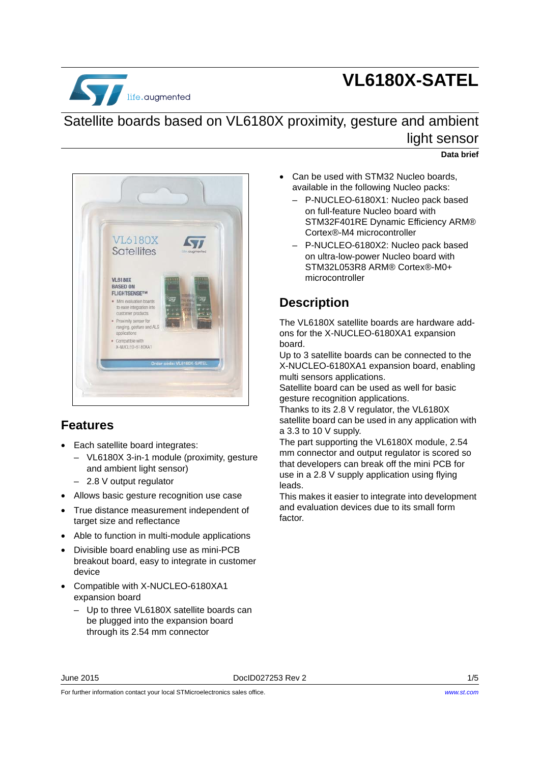# VL6180X-SATEL

## Satellite boards based on VL6180X proximity, gesture and ambient light sensor

**Data brief**

## Features

- Each satellite board integrates:
  - VL6180X 3-in-1 module (proximity, gesture and ambient light sensor)
  - 2.8 V output regulator
- Allows basic gesture recognition use case
- True distance measurement independent of target size and reflectance
- Able to function in multi-module applications
- Divisible board enabling use as mini-PCB breakout board, easy to integrate in customer device
- Compatible with X-NUCLEO-6180XA1 expansion board
  - Up to three VL6180X satellite boards can be plugged into the expansion board through its 2.54 mm connector
- Can be used with STM32 Nucleo boards, available in the following Nucleo packs:
  - P-NUCLEO-6180X1: Nucleo pack based on full-feature Nucleo board with STM32F401RE Dynamic Efficiency ARM® Cortex®-M4 microcontroller
  - P-NUCLEO-6180X2: Nucleo pack based on ultra-low-power Nucleo board with STM32L053R8 ARM® Cortex®-M0+ microcontroller

## Description

The VL6180X satellite boards are hardware add-ons for the X-NUCLEO-6180XA1 expansion board.

Up to 3 satellite boards can be connected to the X-NUCLEO-6180XA1 expansion board, enabling multi sensors applications.

Satellite board can be used as well for basic gesture recognition applications.

Thanks to its 2.8 V regulator, the VL6180X satellite board can be used in any application with a 3.3 to 10 V supply.

The part supporting the VL6180X module, 2.54 mm connector and output regulator is scored so that developers can break off the mini PCB for use in a 2.8 V supply application using flying leads.

This makes it easier to integrate into development and evaluation devices due to its small form factor.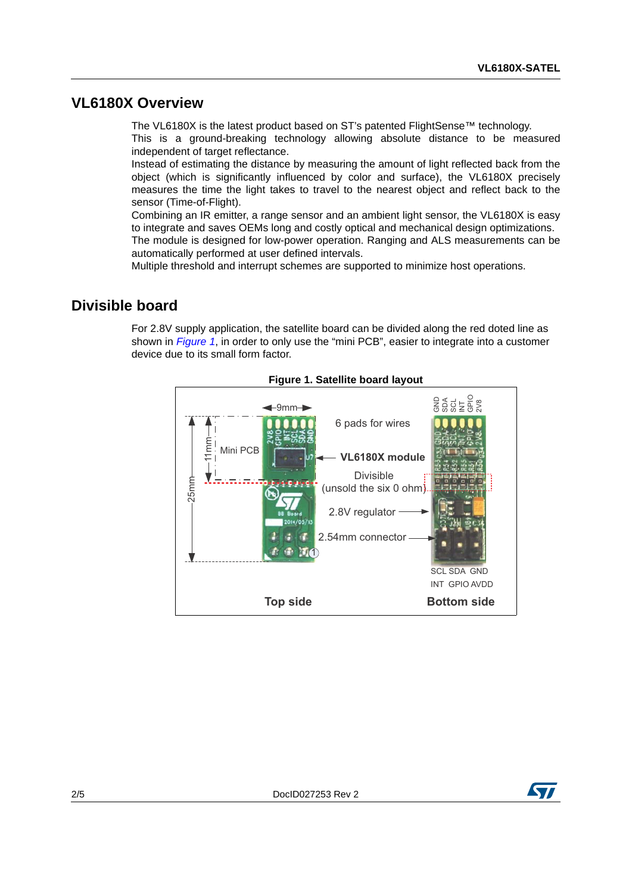## VL6180X Overview

The VL6180X is the latest product based on ST's patented FlightSense™ technology.
This is a ground-breaking technology allowing absolute distance to be measured independent of target reflectance.
Instead of estimating the distance by measuring the amount of light reflected back from the object (which is significantly influenced by color and surface), the VL6180X precisely measures the time the light takes to travel to the nearest object and reflect back to the sensor (Time-of-Flight).
Combining an IR emitter, a range sensor and an ambient light sensor, the VL6180X is easy to integrate and saves OEMs long and costly optical and mechanical design optimizations.
The module is designed for low-power operation. Ranging and ALS measurements can be automatically performed at user defined intervals.
Multiple threshold and interrupt schemes are supported to minimize host operations.

## Divisible board

For 2.8V supply application, the satellite board can be divided along the red doted line as shown in *Figure 1*, in order to only use the "mini PCB", easier to integrate into a customer device due to its small form factor.

**Figure 1. Satellite board layout**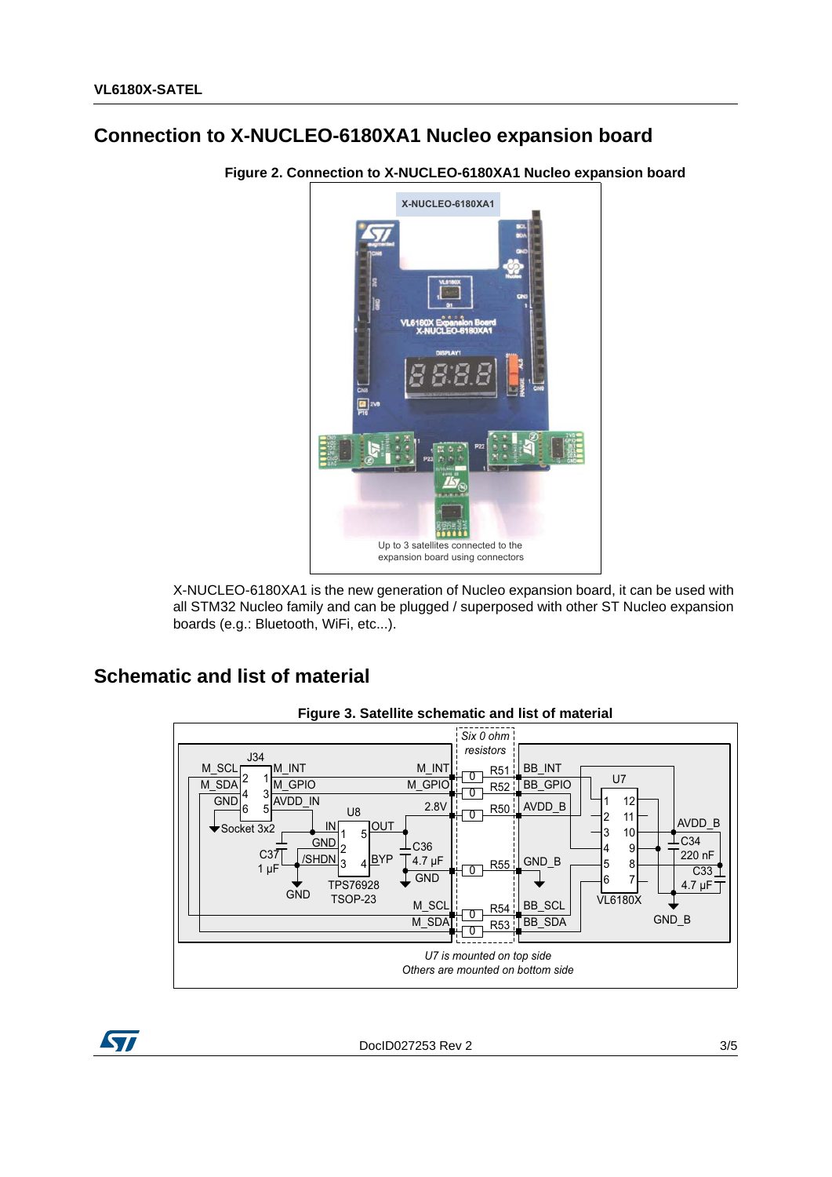## Connection to X-NUCLEO-6180XA1 Nucleo expansion board

**Figure 2. Connection to X-NUCLEO-6180XA1 Nucleo expansion board**

X-NUCLEO-6180XA1

Up to 3 satellites connected to the expansion board using connectors

X-NUCLEO-6180XA1 is the new generation of Nucleo expansion board, it can be used with all STM32 Nucleo family and can be plugged / superposed with other ST Nucleo expansion boards (e.g.: Bluetooth, WiFi, etc...).

## Schematic and list of material

**Figure 3. Satellite schematic and list of material**

*Six 0 ohm resistors*

*U7 is mounted on top side*
*Others are mounted on bottom side*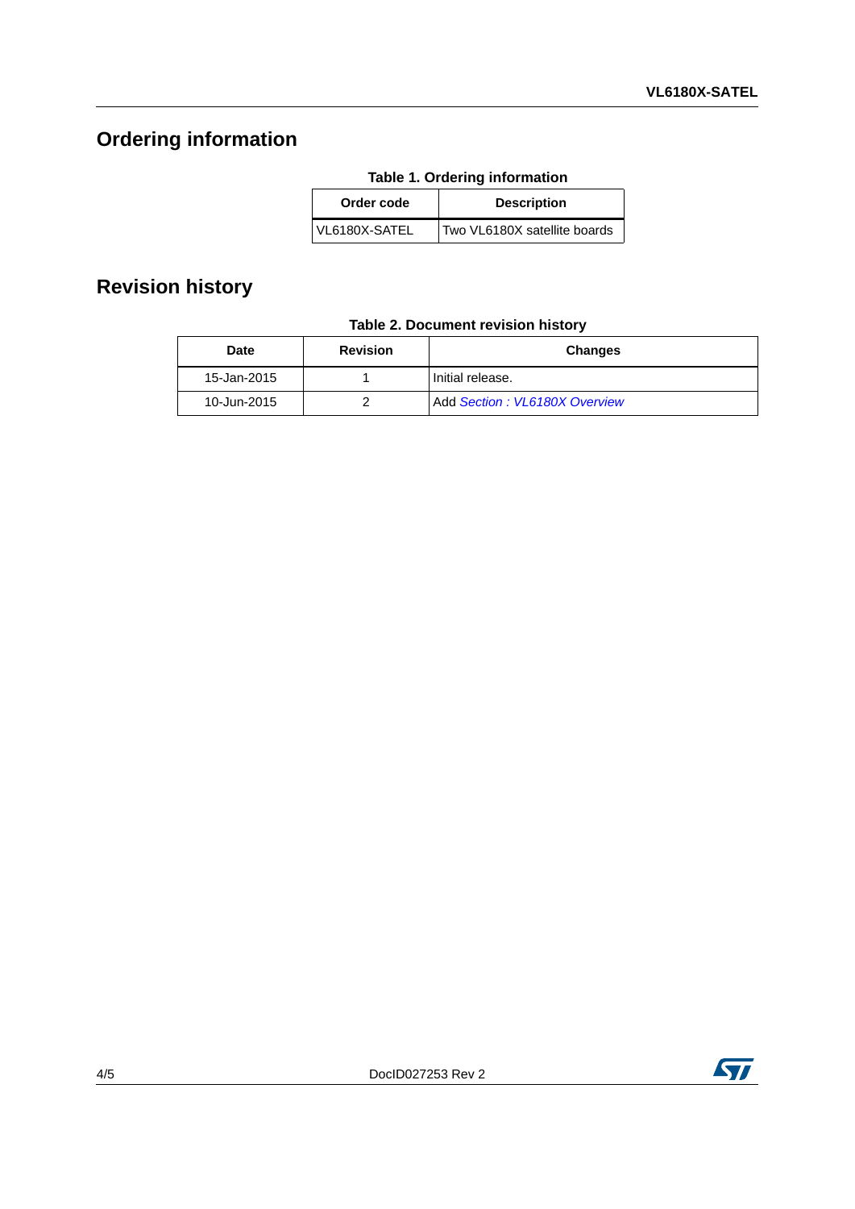# Ordering information

**Table 1. Ordering information**

| Order code | Description |
|---|---|
| VL6180X-SATEL | Two VL6180X satellite boards |

# Revision history

**Table 2. Document revision history**

| Date | Revision | Changes |
|---|---|---|
| 15-Jan-2015 | 1 | Initial release. |
| 10-Jun-2015 | 2 | Add *Section : VL6180X Overview* |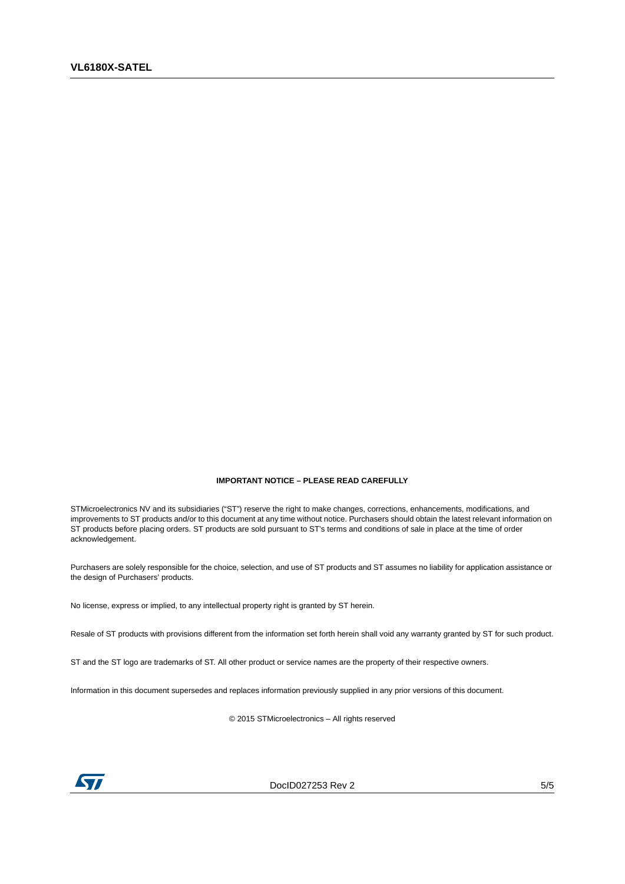**IMPORTANT NOTICE – PLEASE READ CAREFULLY**

STMicroelectronics NV and its subsidiaries (“ST”) reserve the right to make changes, corrections, enhancements, modifications, and improvements to ST products and/or to this document at any time without notice. Purchasers should obtain the latest relevant information on ST products before placing orders. ST products are sold pursuant to ST’s terms and conditions of sale in place at the time of order acknowledgement.

Purchasers are solely responsible for the choice, selection, and use of ST products and ST assumes no liability for application assistance or the design of Purchasers’ products.

No license, express or implied, to any intellectual property right is granted by ST herein.

Resale of ST products with provisions different from the information set forth herein shall void any warranty granted by ST for such product.

ST and the ST logo are trademarks of ST. All other product or service names are the property of their respective owners.

Information in this document supersedes and replaces information previously supplied in any prior versions of this document.

© 2015 STMicroelectronics – All rights reserved